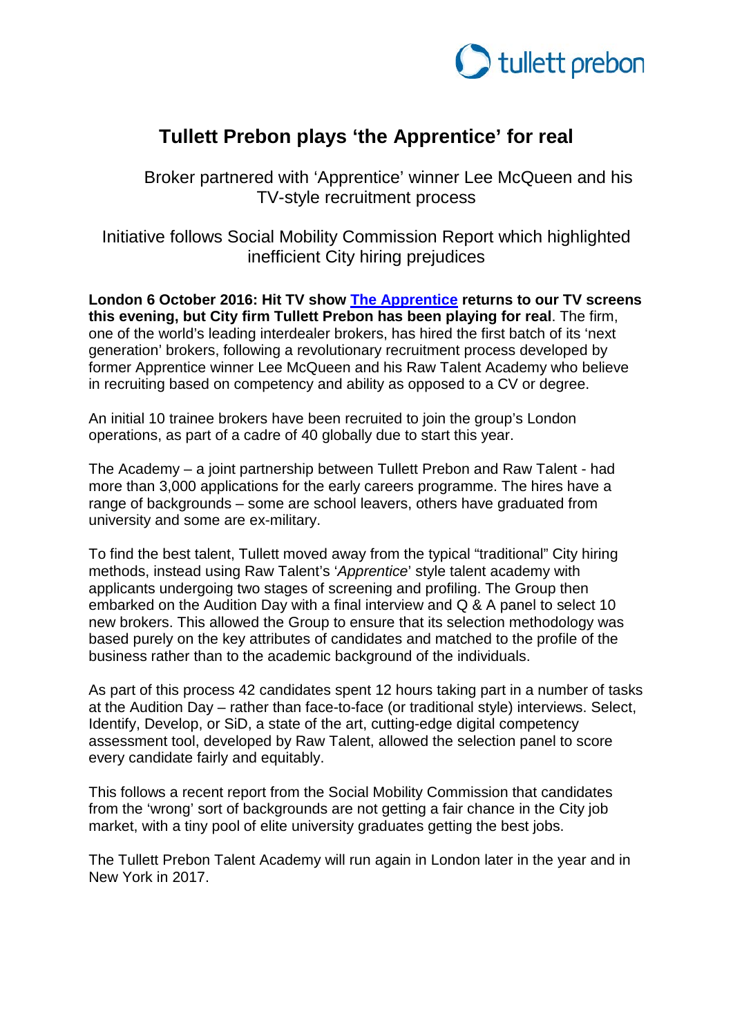# Tullett Prebon plays 'the Apprentice' for real

Broker partnered with 'Apprentice' winner Lee McQueen and his TV-style recruitment process

Initiative follows Social Mobility Commission Report which highlighted inefficient City hiring prejudices

**London 6 October 2016: Hit TV show The Apprentice returns to our TV screens this evening, but City firm Tullett Prebon has been playing for real**. The firm, one of the world's leading interdealer brokers, has hired the first batch of its 'next generation' brokers, following a revolutionary recruitment process developed by former Apprentice winner Lee McQueen and his Raw Talent Academy who believe in recruiting based on competency and ability as opposed to a CV or degree.

An initial 10 trainee brokers have been recruited to join the group's London operations, as part of a cadre of 40 globally due to start this year.

The Academy – a joint partnership between Tullett Prebon and Raw Talent - had more than 3,000 applications for the early careers programme. The hires have a range of backgrounds – some are school leavers, others have graduated from university and some are ex-military.

To find the best talent, Tullett moved away from the typical "traditional" City hiring methods, instead using Raw Talent's '*Apprentice*' style talent academy with applicants undergoing two stages of screening and profiling. The Group then embarked on the Audition Day with a final interview and Q & A panel to select 10 new brokers. This allowed the Group to ensure that its selection methodology was based purely on the key attributes of candidates and matched to the profile of the business rather than to the academic background of the individuals.

As part of this process 42 candidates spent 12 hours taking part in a number of tasks at the Audition Day – rather than face-to-face (or traditional style) interviews. Select, Identify, Develop, or SiD, a state of the art, cutting-edge digital competency assessment tool, developed by Raw Talent, allowed the selection panel to score every candidate fairly and equitably.

This follows a recent report from the Social Mobility Commission that candidates from the 'wrong' sort of backgrounds are not getting a fair chance in the City job market, with a tiny pool of elite university graduates getting the best jobs.

The Tullett Prebon Talent Academy will run again in London later in the year and in New York in 2017.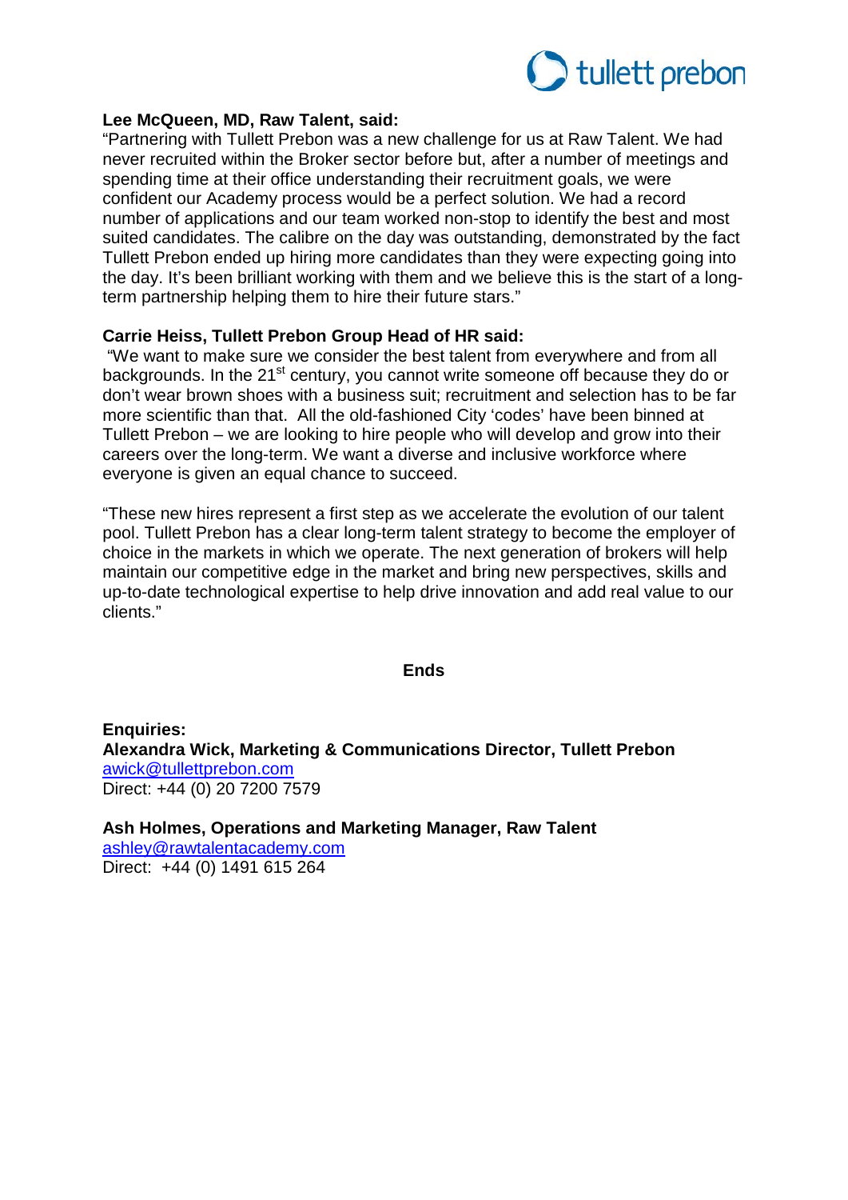**Lee McQueen, MD, Raw Talent, said:**

"Partnering with Tullett Prebon was a new challenge for us at Raw Talent. We had never recruited within the Broker sector before but, after a number of meetings and spending time at their office understanding their recruitment goals, we were confident our Academy process would be a perfect solution. We had a record number of applications and our team worked non-stop to identify the best and most suited candidates. The calibre on the day was outstanding, demonstrated by the fact Tullett Prebon ended up hiring more candidates than they were expecting going into the day. It's been brilliant working with them and we believe this is the start of a long-term partnership helping them to hire their future stars."

**Carrie Heiss, Tullett Prebon Group Head of HR said:**

"We want to make sure we consider the best talent from everywhere and from all backgrounds. In the 21st century, you cannot write someone off because they do or don't wear brown shoes with a business suit; recruitment and selection has to be far more scientific than that. All the old-fashioned City 'codes' have been binned at Tullett Prebon – we are looking to hire people who will develop and grow into their careers over the long-term. We want a diverse and inclusive workforce where everyone is given an equal chance to succeed.

"These new hires represent a first step as we accelerate the evolution of our talent pool. Tullett Prebon has a clear long-term talent strategy to become the employer of choice in the markets in which we operate. The next generation of brokers will help maintain our competitive edge in the market and bring new perspectives, skills and up-to-date technological expertise to help drive innovation and add real value to our clients."

**Ends**

**Enquiries:**
**Alexandra Wick, Marketing & Communications Director, Tullett Prebon**
awick@tullettprebon.com
Direct: +44 (0) 20 7200 7579

**Ash Holmes, Operations and Marketing Manager, Raw Talent**
ashley@rawtalentacademy.com
Direct: +44 (0) 1491 615 264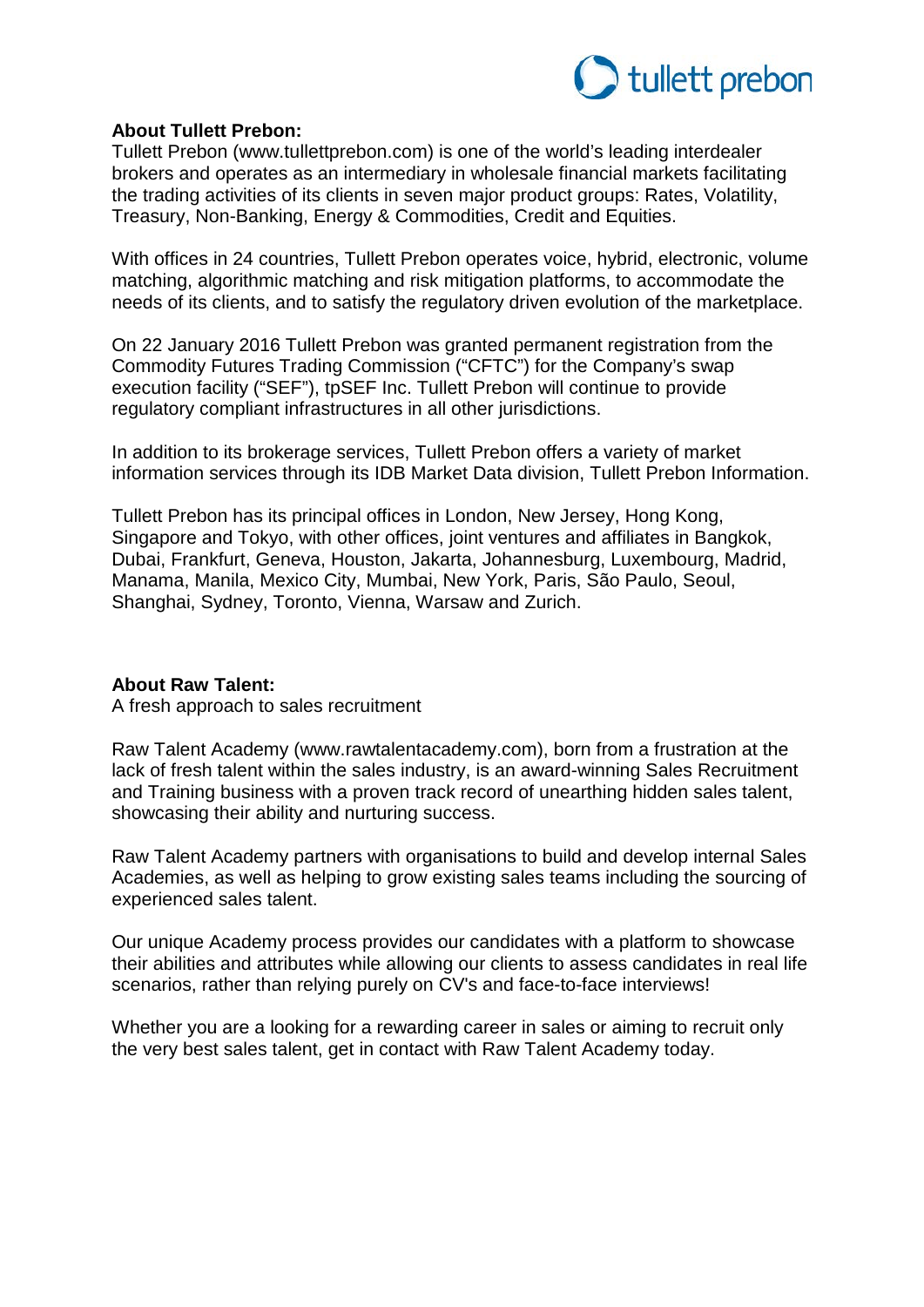**About Tullett Prebon:**

Tullett Prebon (www.tullettprebon.com) is one of the world's leading interdealer brokers and operates as an intermediary in wholesale financial markets facilitating the trading activities of its clients in seven major product groups: Rates, Volatility, Treasury, Non-Banking, Energy & Commodities, Credit and Equities.

With offices in 24 countries, Tullett Prebon operates voice, hybrid, electronic, volume matching, algorithmic matching and risk mitigation platforms, to accommodate the needs of its clients, and to satisfy the regulatory driven evolution of the marketplace.

On 22 January 2016 Tullett Prebon was granted permanent registration from the Commodity Futures Trading Commission ("CFTC") for the Company's swap execution facility ("SEF"), tpSEF Inc. Tullett Prebon will continue to provide regulatory compliant infrastructures in all other jurisdictions.

In addition to its brokerage services, Tullett Prebon offers a variety of market information services through its IDB Market Data division, Tullett Prebon Information.

Tullett Prebon has its principal offices in London, New Jersey, Hong Kong, Singapore and Tokyo, with other offices, joint ventures and affiliates in Bangkok, Dubai, Frankfurt, Geneva, Houston, Jakarta, Johannesburg, Luxembourg, Madrid, Manama, Manila, Mexico City, Mumbai, New York, Paris, São Paulo, Seoul, Shanghai, Sydney, Toronto, Vienna, Warsaw and Zurich.

**About Raw Talent:**

A fresh approach to sales recruitment

Raw Talent Academy (www.rawtalentacademy.com), born from a frustration at the lack of fresh talent within the sales industry, is an award-winning Sales Recruitment and Training business with a proven track record of unearthing hidden sales talent, showcasing their ability and nurturing success.

Raw Talent Academy partners with organisations to build and develop internal Sales Academies, as well as helping to grow existing sales teams including the sourcing of experienced sales talent.

Our unique Academy process provides our candidates with a platform to showcase their abilities and attributes while allowing our clients to assess candidates in real life scenarios, rather than relying purely on CV's and face-to-face interviews!

Whether you are a looking for a rewarding career in sales or aiming to recruit only the very best sales talent, get in contact with Raw Talent Academy today.